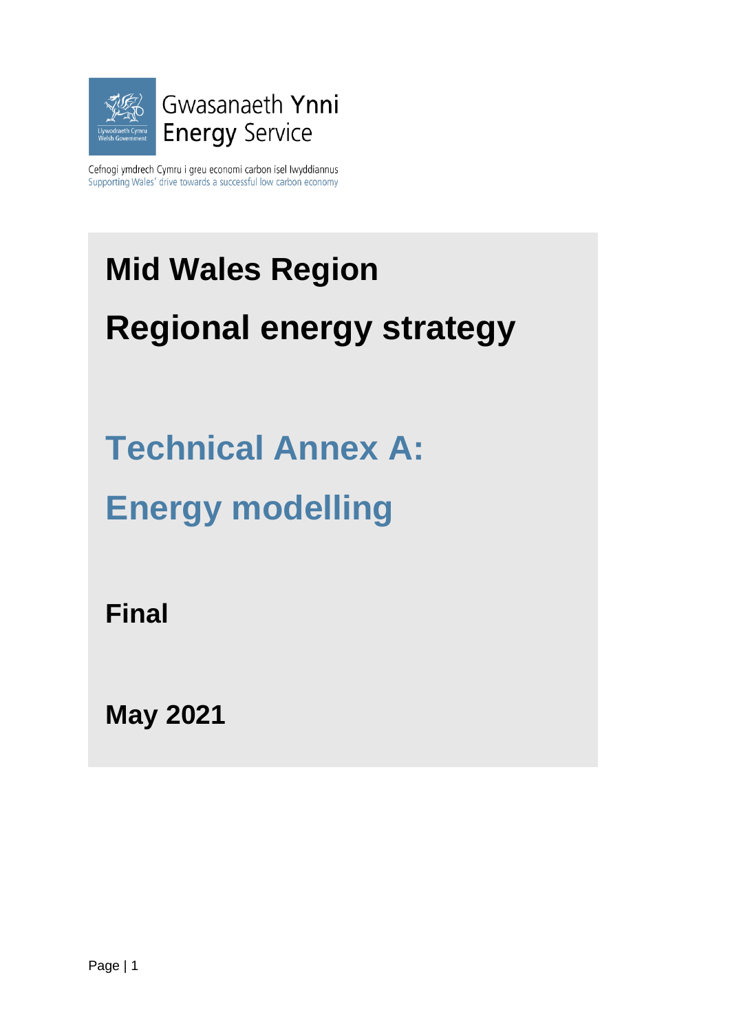Gwasanaeth Ynni
Energy Service

Cefnogi ymdrech Cymru i greu economi carbon isel lwyddiannus
Supporting Wales' drive towards a successful low carbon economy

# Mid Wales Region

# Regional energy strategy

## Technical Annex A:

## Energy modelling

**Final**

**May 2021**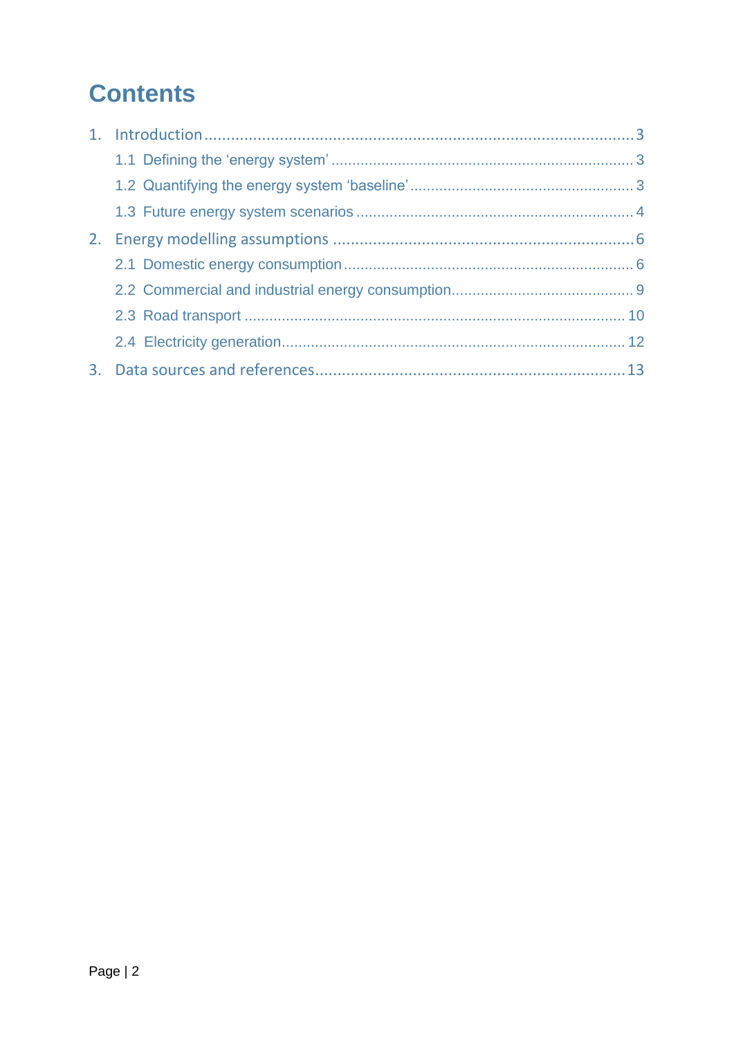# Contents

1. Introduction ........................................................................................................ 3
   - 1.1 Defining the 'energy system' ........................................................................ 3
   - 1.2 Quantifying the energy system 'baseline' ..................................................... 3
   - 1.3 Future energy system scenarios ................................................................... 4
2. Energy modelling assumptions ............................................................................ 6
   - 2.1 Domestic energy consumption ..................................................................... 6
   - 2.2 Commercial and industrial energy consumption ............................................ 9
   - 2.3 Road transport ........................................................................................... 10
   - 2.4 Electricity generation .................................................................................. 12
3. Data sources and references ............................................................................. 13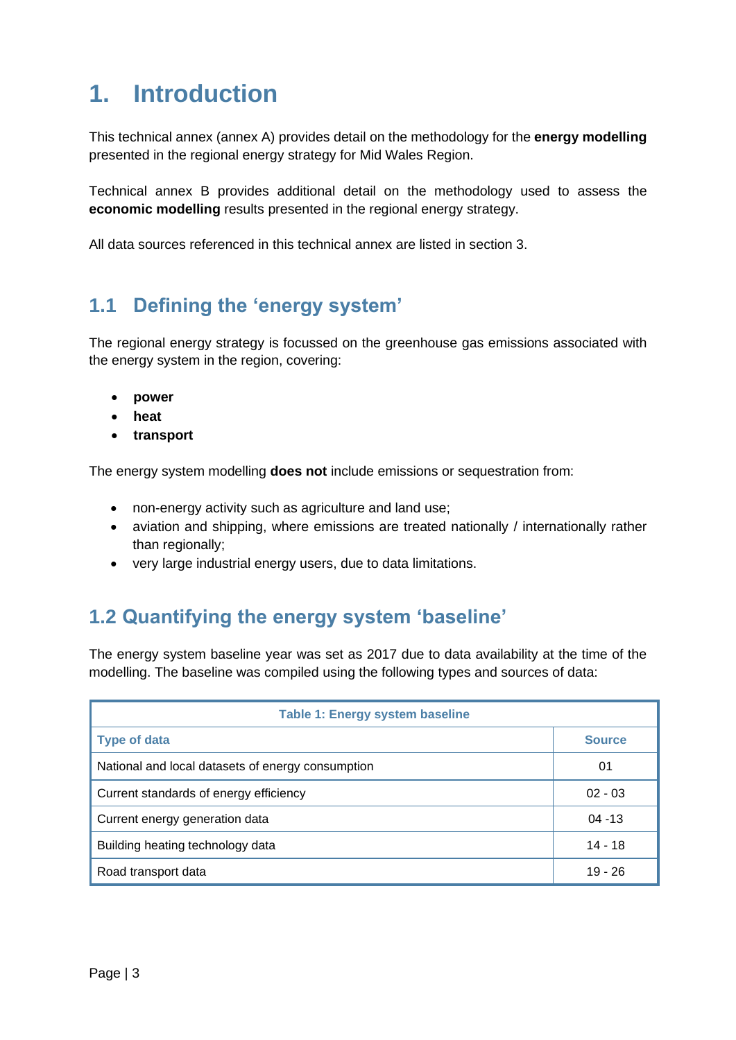# 1. Introduction

This technical annex (annex A) provides detail on the methodology for the **energy modelling** presented in the regional energy strategy for Mid Wales Region.

Technical annex B provides additional detail on the methodology used to assess the **economic modelling** results presented in the regional energy strategy.

All data sources referenced in this technical annex are listed in section 3.

## 1.1 Defining the 'energy system'

The regional energy strategy is focussed on the greenhouse gas emissions associated with the energy system in the region, covering:

- **power**
- **heat**
- **transport**

The energy system modelling **does not** include emissions or sequestration from:

- non-energy activity such as agriculture and land use;
- aviation and shipping, where emissions are treated nationally / internationally rather than regionally;
- very large industrial energy users, due to data limitations.

## 1.2 Quantifying the energy system 'baseline'

The energy system baseline year was set as 2017 due to data availability at the time of the modelling. The baseline was compiled using the following types and sources of data:

**Table 1: Energy system baseline**

| Type of data | Source |
|---|---|
| National and local datasets of energy consumption | 01 |
| Current standards of energy efficiency | 02 - 03 |
| Current energy generation data | 04 -13 |
| Building heating technology data | 14 - 18 |
| Road transport data | 19 - 26 |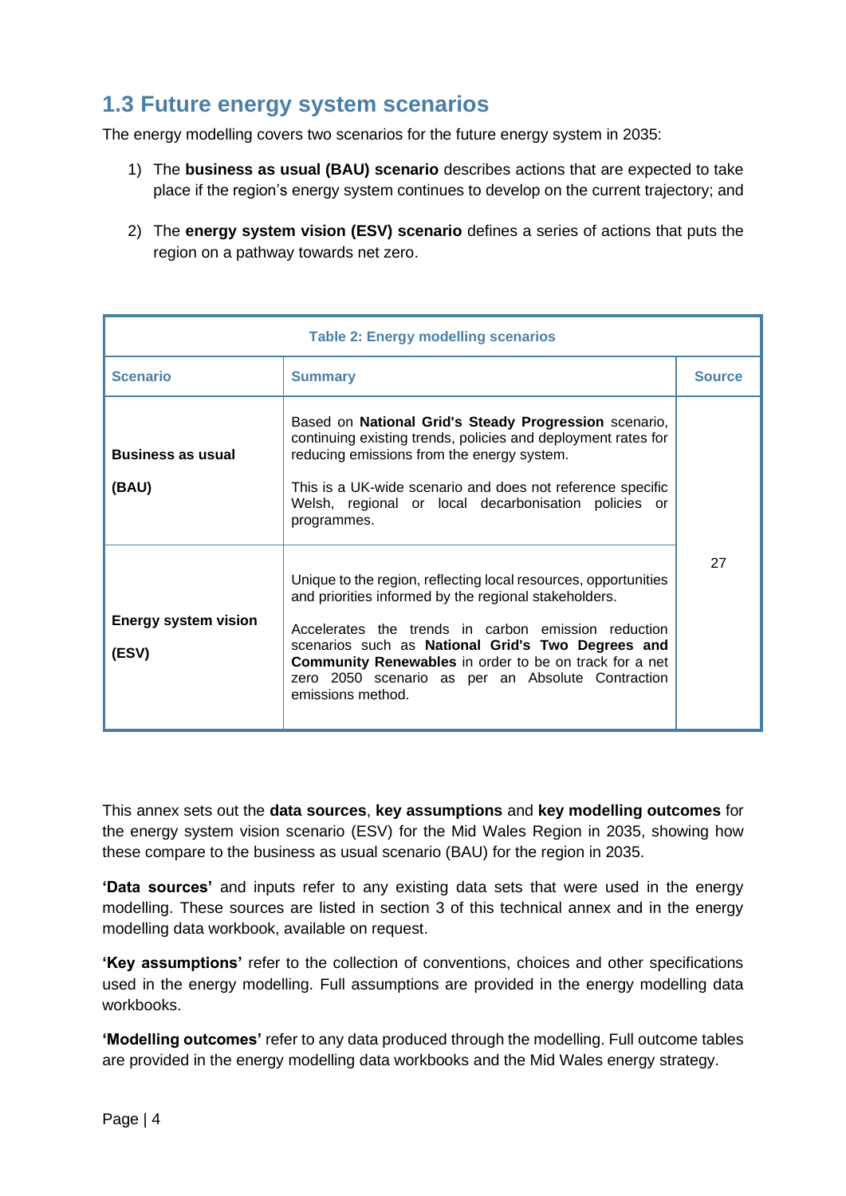## 1.3 Future energy system scenarios

The energy modelling covers two scenarios for the future energy system in 2035:

1) The **business as usual (BAU) scenario** describes actions that are expected to take place if the region's energy system continues to develop on the current trajectory; and

2) The **energy system vision (ESV) scenario** defines a series of actions that puts the region on a pathway towards net zero.

**Table 2: Energy modelling scenarios**

| Scenario | Summary | Source |
|---|---|---|
| **Business as usual (BAU)** | Based on **National Grid's Steady Progression** scenario, continuing existing trends, policies and deployment rates for reducing emissions from the energy system. <br><br> This is a UK-wide scenario and does not reference specific Welsh, regional or local decarbonisation policies or programmes. | 27 |
| **Energy system vision (ESV)** | Unique to the region, reflecting local resources, opportunities and priorities informed by the regional stakeholders. <br><br> Accelerates the trends in carbon emission reduction scenarios such as **National Grid's Two Degrees and Community Renewables** in order to be on track for a net zero 2050 scenario as per an Absolute Contraction emissions method. | |

This annex sets out the **data sources**, **key assumptions** and **key modelling outcomes** for the energy system vision scenario (ESV) for the Mid Wales Region in 2035, showing how these compare to the business as usual scenario (BAU) for the region in 2035.

**'Data sources'** and inputs refer to any existing data sets that were used in the energy modelling. These sources are listed in section 3 of this technical annex and in the energy modelling data workbook, available on request.

**'Key assumptions'** refer to the collection of conventions, choices and other specifications used in the energy modelling. Full assumptions are provided in the energy modelling data workbooks.

**'Modelling outcomes'** refer to any data produced through the modelling. Full outcome tables are provided in the energy modelling data workbooks and the Mid Wales energy strategy.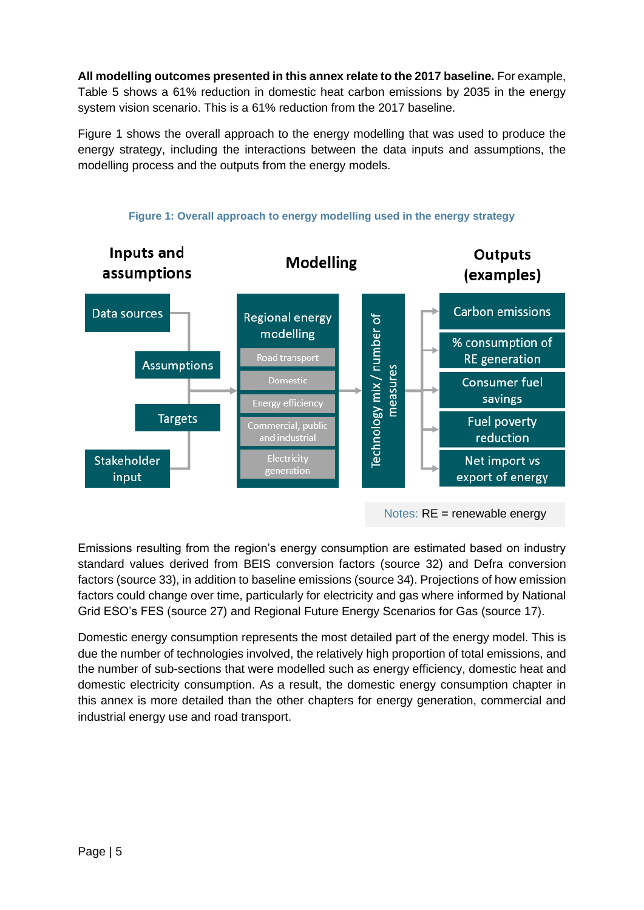**All modelling outcomes presented in this annex relate to the 2017 baseline.** For example, Table 5 shows a 61% reduction in domestic heat carbon emissions by 2035 in the energy system vision scenario. This is a 61% reduction from the 2017 baseline.

Figure 1 shows the overall approach to the energy modelling that was used to produce the energy strategy, including the interactions between the data inputs and assumptions, the modelling process and the outputs from the energy models.

**Figure 1: Overall approach to energy modelling used in the energy strategy**

| Inputs and assumptions | Modelling | | Outputs (examples) |
|---|---|---|---|
| Data sources | Regional energy modelling | Technology mix / number of measures | Carbon emissions |
| Assumptions | Road transport | | % consumption of RE generation |
| Targets | Domestic | | Consumer fuel savings |
| Stakeholder input | Energy efficiency | | Fuel poverty reduction |
| | Commercial, public and industrial | | Net import vs export of energy |
| | Electricity generation | | |

Notes: RE = renewable energy

Emissions resulting from the region's energy consumption are estimated based on industry standard values derived from BEIS conversion factors (source 32) and Defra conversion factors (source 33), in addition to baseline emissions (source 34). Projections of how emission factors could change over time, particularly for electricity and gas where informed by National Grid ESO's FES (source 27) and Regional Future Energy Scenarios for Gas (source 17).

Domestic energy consumption represents the most detailed part of the energy model. This is due the number of technologies involved, the relatively high proportion of total emissions, and the number of sub-sections that were modelled such as energy efficiency, domestic heat and domestic electricity consumption. As a result, the domestic energy consumption chapter in this annex is more detailed than the other chapters for energy generation, commercial and industrial energy use and road transport.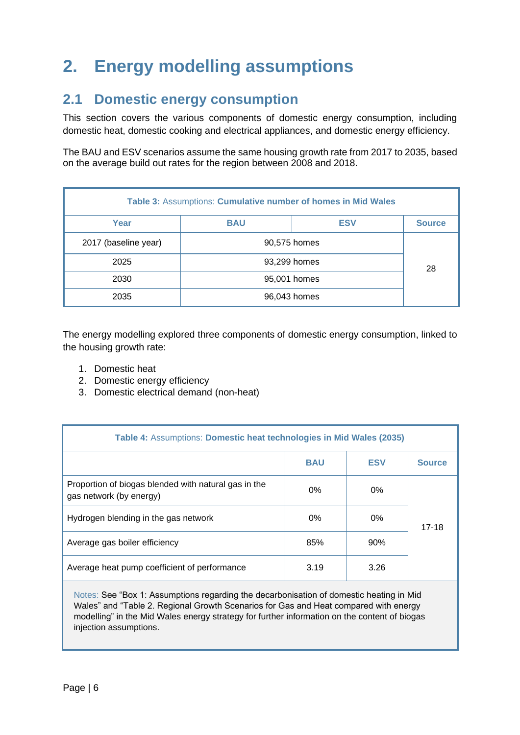# 2. Energy modelling assumptions

## 2.1 Domestic energy consumption

This section covers the various components of domestic energy consumption, including domestic heat, domestic cooking and electrical appliances, and domestic energy efficiency.

The BAU and ESV scenarios assume the same housing growth rate from 2017 to 2035, based on the average build out rates for the region between 2008 and 2018.

**Table 3:** Assumptions: **Cumulative number of homes in Mid Wales**

| Year | BAU | ESV | Source |
|---|---|---|---|
| 2017 (baseline year) | 90,575 homes | | 28 |
| 2025 | 93,299 homes | | |
| 2030 | 95,001 homes | | |
| 2035 | 96,043 homes | | |

The energy modelling explored three components of domestic energy consumption, linked to the housing growth rate:

1. Domestic heat
2. Domestic energy efficiency
3. Domestic electrical demand (non-heat)

**Table 4:** Assumptions: **Domestic heat technologies in Mid Wales (2035)**

| | BAU | ESV | Source |
|---|---|---|---|
| Proportion of biogas blended with natural gas in the gas network (by energy) | 0% | 0% | 17-18 |
| Hydrogen blending in the gas network | 0% | 0% | |
| Average gas boiler efficiency | 85% | 90% | |
| Average heat pump coefficient of performance | 3.19 | 3.26 | |

Notes: See "Box 1: Assumptions regarding the decarbonisation of domestic heating in Mid Wales" and "Table 2. Regional Growth Scenarios for Gas and Heat compared with energy modelling" in the Mid Wales energy strategy for further information on the content of biogas injection assumptions.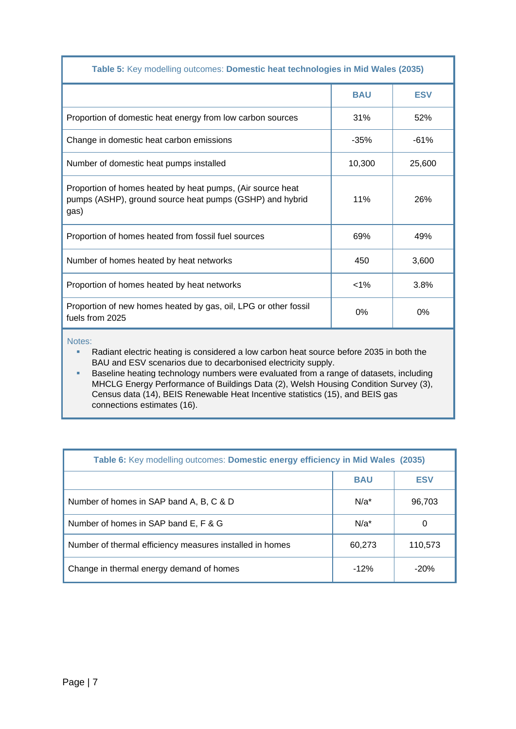**Table 5:** Key modelling outcomes: **Domestic heat technologies in Mid Wales (2035)**

| | BAU | ESV |
|---|---|---|
| Proportion of domestic heat energy from low carbon sources | 31% | 52% |
| Change in domestic heat carbon emissions | -35% | -61% |
| Number of domestic heat pumps installed | 10,300 | 25,600 |
| Proportion of homes heated by heat pumps, (Air source heat pumps (ASHP), ground source heat pumps (GSHP) and hybrid gas) | 11% | 26% |
| Proportion of homes heated from fossil fuel sources | 69% | 49% |
| Number of homes heated by heat networks | 450 | 3,600 |
| Proportion of homes heated by heat networks | <1% | 3.8% |
| Proportion of new homes heated by gas, oil, LPG or other fossil fuels from 2025 | 0% | 0% |

Notes:

- Radiant electric heating is considered a low carbon heat source before 2035 in both the BAU and ESV scenarios due to decarbonised electricity supply.
- Baseline heating technology numbers were evaluated from a range of datasets, including MHCLG Energy Performance of Buildings Data (2), Welsh Housing Condition Survey (3), Census data (14), BEIS Renewable Heat Incentive statistics (15), and BEIS gas connections estimates (16).

**Table 6:** Key modelling outcomes: **Domestic energy efficiency in Mid Wales (2035)**

| | BAU | ESV |
|---|---|---|
| Number of homes in SAP band A, B, C & D | N/a* | 96,703 |
| Number of homes in SAP band E, F & G | N/a* | 0 |
| Number of thermal efficiency measures installed in homes | 60,273 | 110,573 |
| Change in thermal energy demand of homes | -12% | -20% |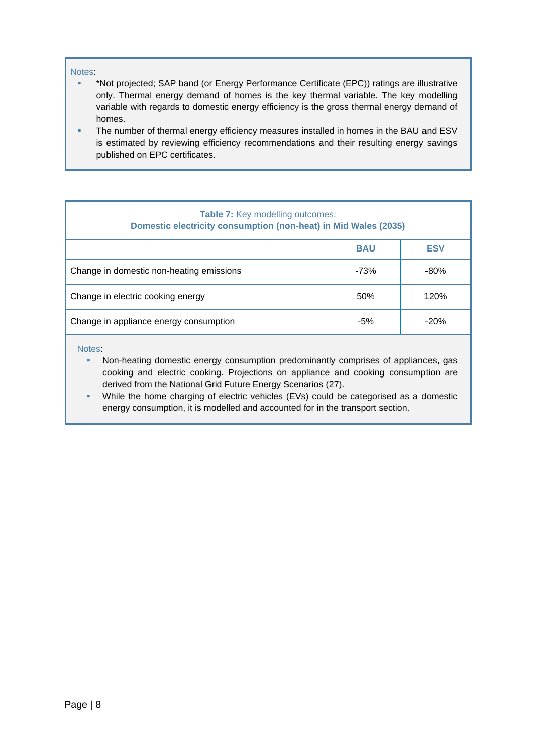Notes:

- *Not projected; SAP band (or Energy Performance Certificate (EPC)) ratings are illustrative only. Thermal energy demand of homes is the key thermal variable. The key modelling variable with regards to domestic energy efficiency is the gross thermal energy demand of homes.
- The number of thermal energy efficiency measures installed in homes in the BAU and ESV is estimated by reviewing efficiency recommendations and their resulting energy savings published on EPC certificates.

**Table 7:** Key modelling outcomes:
**Domestic electricity consumption (non-heat) in Mid Wales (2035)**

| | BAU | ESV |
|---|---|---|
| Change in domestic non-heating emissions | -73% | -80% |
| Change in electric cooking energy | 50% | 120% |
| Change in appliance energy consumption | -5% | -20% |

Notes:

- Non-heating domestic energy consumption predominantly comprises of appliances, gas cooking and electric cooking. Projections on appliance and cooking consumption are derived from the National Grid Future Energy Scenarios (27).
- While the home charging of electric vehicles (EVs) could be categorised as a domestic energy consumption, it is modelled and accounted for in the transport section.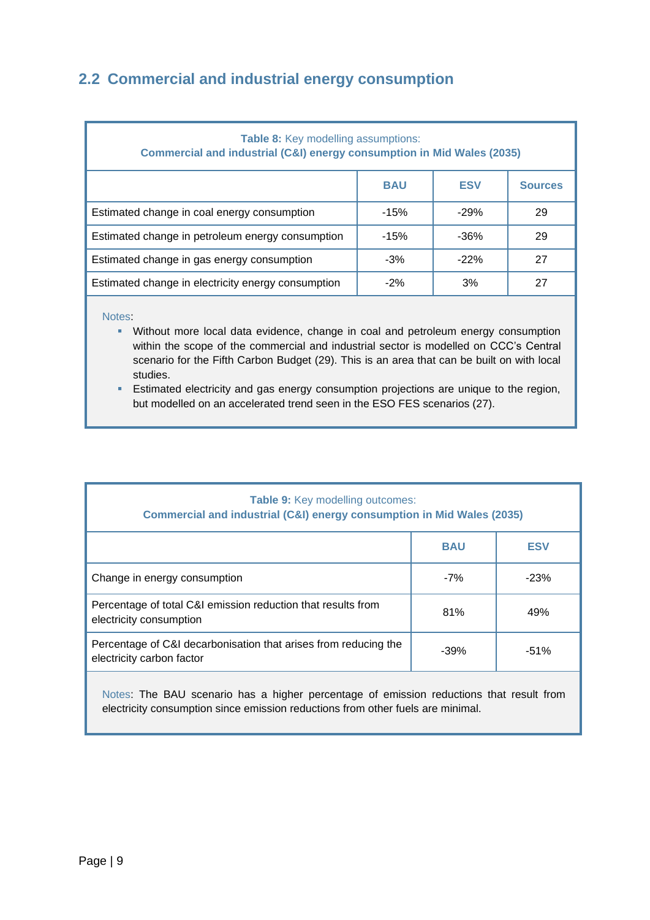## 2.2 Commercial and industrial energy consumption

**Table 8:** Key modelling assumptions:
**Commercial and industrial (C&I) energy consumption in Mid Wales (2035)**

| | BAU | ESV | Sources |
|---|---|---|---|
| Estimated change in coal energy consumption | -15% | -29% | 29 |
| Estimated change in petroleum energy consumption | -15% | -36% | 29 |
| Estimated change in gas energy consumption | -3% | -22% | 27 |
| Estimated change in electricity energy consumption | -2% | 3% | 27 |

Notes:

- Without more local data evidence, change in coal and petroleum energy consumption within the scope of the commercial and industrial sector is modelled on CCC's Central scenario for the Fifth Carbon Budget (29). This is an area that can be built on with local studies.
- Estimated electricity and gas energy consumption projections are unique to the region, but modelled on an accelerated trend seen in the ESO FES scenarios (27).

**Table 9:** Key modelling outcomes:
**Commercial and industrial (C&I) energy consumption in Mid Wales (2035)**

| | BAU | ESV |
|---|---|---|
| Change in energy consumption | -7% | -23% |
| Percentage of total C&I emission reduction that results from electricity consumption | 81% | 49% |
| Percentage of C&I decarbonisation that arises from reducing the electricity carbon factor | -39% | -51% |

Notes: The BAU scenario has a higher percentage of emission reductions that result from electricity consumption since emission reductions from other fuels are minimal.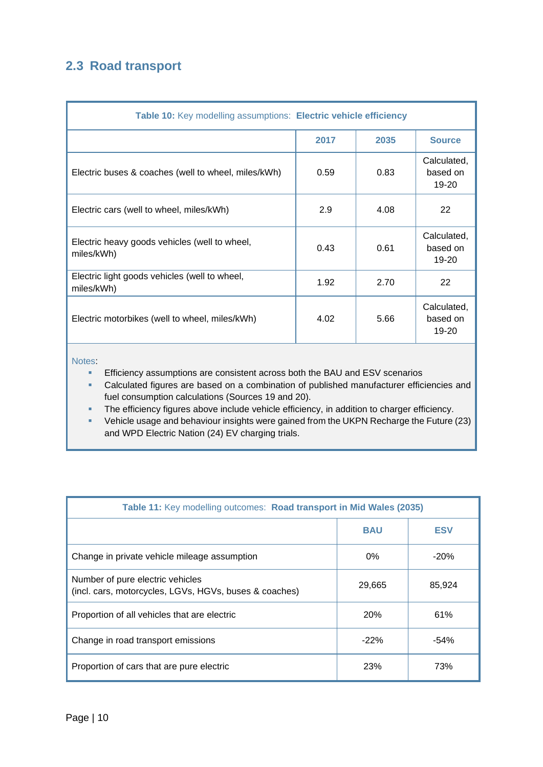## 2.3 Road transport

**Table 10:** Key modelling assumptions: **Electric vehicle efficiency**

| | 2017 | 2035 | Source |
|---|---|---|---|
| Electric buses & coaches (well to wheel, miles/kWh) | 0.59 | 0.83 | Calculated, based on 19-20 |
| Electric cars (well to wheel, miles/kWh) | 2.9 | 4.08 | 22 |
| Electric heavy goods vehicles (well to wheel, miles/kWh) | 0.43 | 0.61 | Calculated, based on 19-20 |
| Electric light goods vehicles (well to wheel, miles/kWh) | 1.92 | 2.70 | 22 |
| Electric motorbikes (well to wheel, miles/kWh) | 4.02 | 5.66 | Calculated, based on 19-20 |

Notes:

- Efficiency assumptions are consistent across both the BAU and ESV scenarios
- Calculated figures are based on a combination of published manufacturer efficiencies and fuel consumption calculations (Sources 19 and 20).
- The efficiency figures above include vehicle efficiency, in addition to charger efficiency.
- Vehicle usage and behaviour insights were gained from the UKPN Recharge the Future (23) and WPD Electric Nation (24) EV charging trials.

**Table 11:** Key modelling outcomes: **Road transport in Mid Wales (2035)**

| | BAU | ESV |
|---|---|---|
| Change in private vehicle mileage assumption | 0% | -20% |
| Number of pure electric vehicles (incl. cars, motorcycles, LGVs, HGVs, buses & coaches) | 29,665 | 85,924 |
| Proportion of all vehicles that are electric | 20% | 61% |
| Change in road transport emissions | -22% | -54% |
| Proportion of cars that are pure electric | 23% | 73% |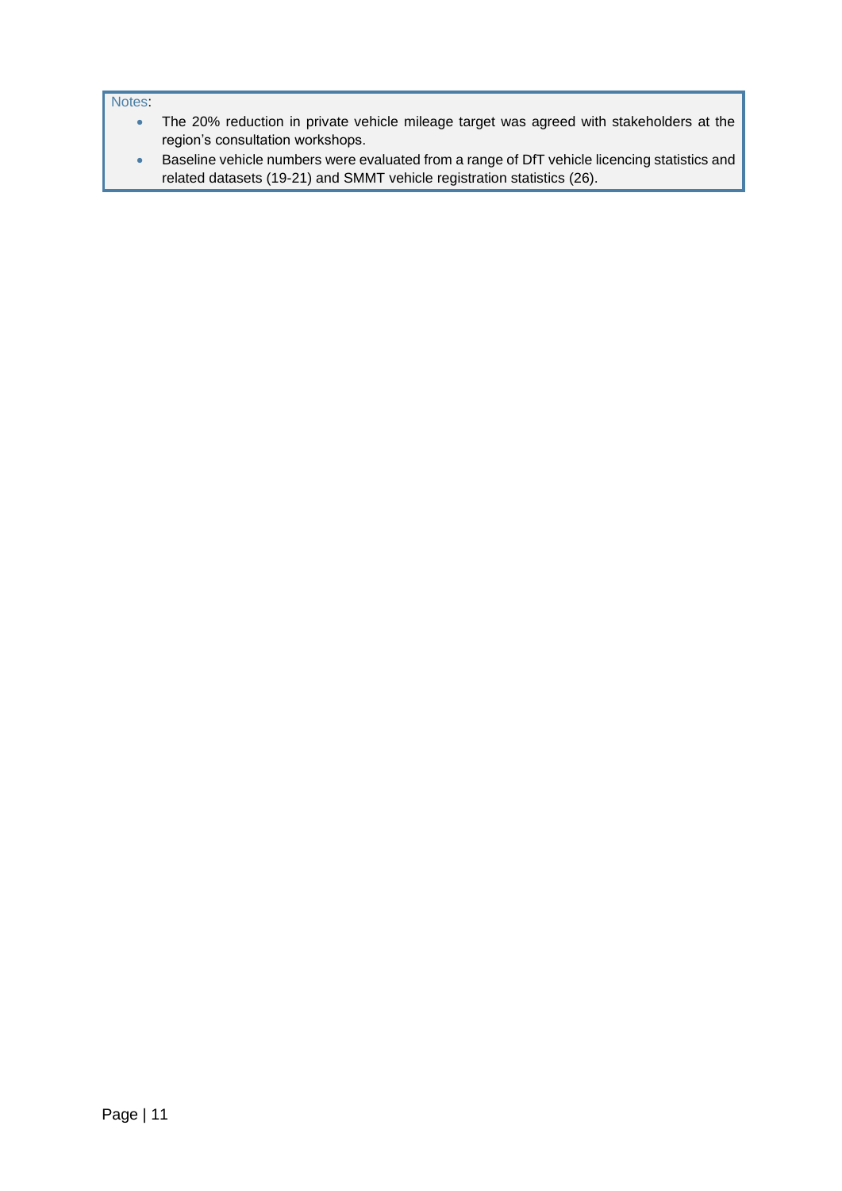Notes:

- The 20% reduction in private vehicle mileage target was agreed with stakeholders at the region's consultation workshops.
- Baseline vehicle numbers were evaluated from a range of DfT vehicle licencing statistics and related datasets (19-21) and SMMT vehicle registration statistics (26).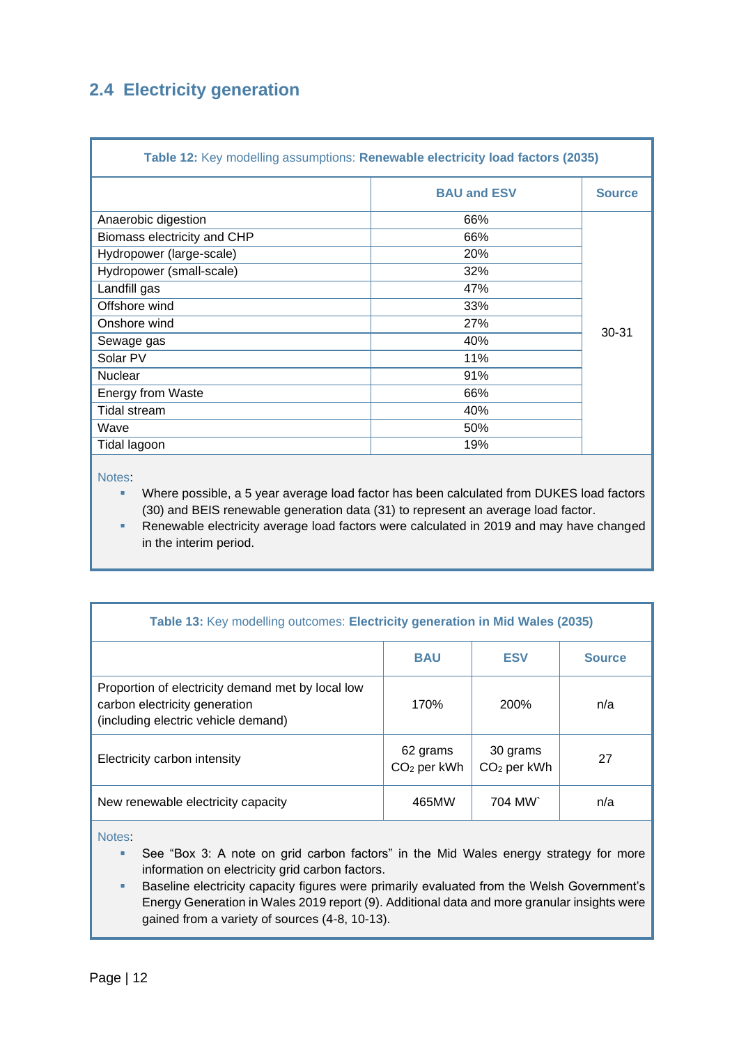## 2.4 Electricity generation

**Table 12:** Key modelling assumptions: **Renewable electricity load factors (2035)**

| | BAU and ESV | Source |
|---|---|---|
| Anaerobic digestion | 66% | 30-31 |
| Biomass electricity and CHP | 66% | |
| Hydropower (large-scale) | 20% | |
| Hydropower (small-scale) | 32% | |
| Landfill gas | 47% | |
| Offshore wind | 33% | |
| Onshore wind | 27% | |
| Sewage gas | 40% | |
| Solar PV | 11% | |
| Nuclear | 91% | |
| Energy from Waste | 66% | |
| Tidal stream | 40% | |
| Wave | 50% | |
| Tidal lagoon | 19% | |

Notes:

- Where possible, a 5 year average load factor has been calculated from DUKES load factors (30) and BEIS renewable generation data (31) to represent an average load factor.
- Renewable electricity average load factors were calculated in 2019 and may have changed in the interim period.

**Table 13:** Key modelling outcomes: **Electricity generation in Mid Wales (2035)**

| | BAU | ESV | Source |
|---|---|---|---|
| Proportion of electricity demand met by local low carbon electricity generation (including electric vehicle demand) | 170% | 200% | n/a |
| Electricity carbon intensity | 62 grams $CO_2$ per kWh | 30 grams $CO_2$ per kWh | 27 |
| New renewable electricity capacity | 465MW | 704 MW` | n/a |

Notes:

- See "Box 3: A note on grid carbon factors" in the Mid Wales energy strategy for more information on electricity grid carbon factors.
- Baseline electricity capacity figures were primarily evaluated from the Welsh Government's Energy Generation in Wales 2019 report (9). Additional data and more granular insights were gained from a variety of sources (4-8, 10-13).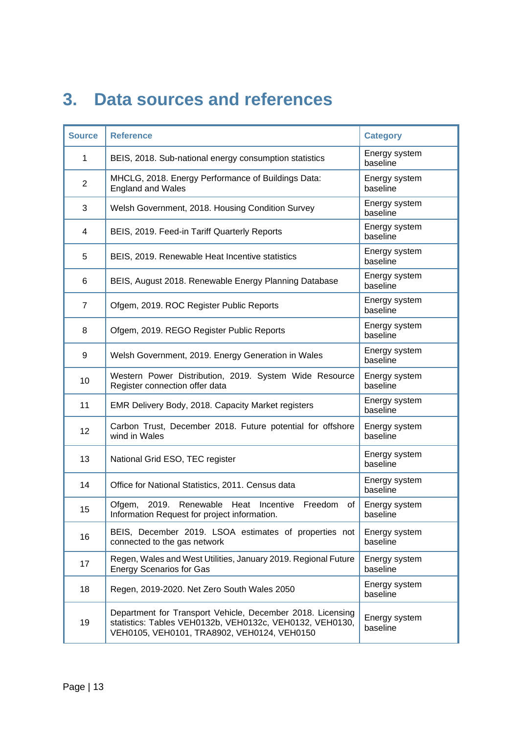# 3. Data sources and references

| Source | Reference | Category |
|---|---|---|
| 1 | BEIS, 2018. Sub-national energy consumption statistics | Energy system baseline |
| 2 | MHCLG, 2018. Energy Performance of Buildings Data: England and Wales | Energy system baseline |
| 3 | Welsh Government, 2018. Housing Condition Survey | Energy system baseline |
| 4 | BEIS, 2019. Feed-in Tariff Quarterly Reports | Energy system baseline |
| 5 | BEIS, 2019. Renewable Heat Incentive statistics | Energy system baseline |
| 6 | BEIS, August 2018. Renewable Energy Planning Database | Energy system baseline |
| 7 | Ofgem, 2019. ROC Register Public Reports | Energy system baseline |
| 8 | Ofgem, 2019. REGO Register Public Reports | Energy system baseline |
| 9 | Welsh Government, 2019. Energy Generation in Wales | Energy system baseline |
| 10 | Western Power Distribution, 2019. System Wide Resource Register connection offer data | Energy system baseline |
| 11 | EMR Delivery Body, 2018. Capacity Market registers | Energy system baseline |
| 12 | Carbon Trust, December 2018. Future potential for offshore wind in Wales | Energy system baseline |
| 13 | National Grid ESO, TEC register | Energy system baseline |
| 14 | Office for National Statistics, 2011. Census data | Energy system baseline |
| 15 | Ofgem, 2019. Renewable Heat Incentive Freedom of Information Request for project information. | Energy system baseline |
| 16 | BEIS, December 2019. LSOA estimates of properties not connected to the gas network | Energy system baseline |
| 17 | Regen, Wales and West Utilities, January 2019. Regional Future Energy Scenarios for Gas | Energy system baseline |
| 18 | Regen, 2019-2020. Net Zero South Wales 2050 | Energy system baseline |
| 19 | Department for Transport Vehicle, December 2018. Licensing statistics: Tables VEH0132b, VEH0132c, VEH0132, VEH0130, VEH0105, VEH0101, TRA8902, VEH0124, VEH0150 | Energy system baseline |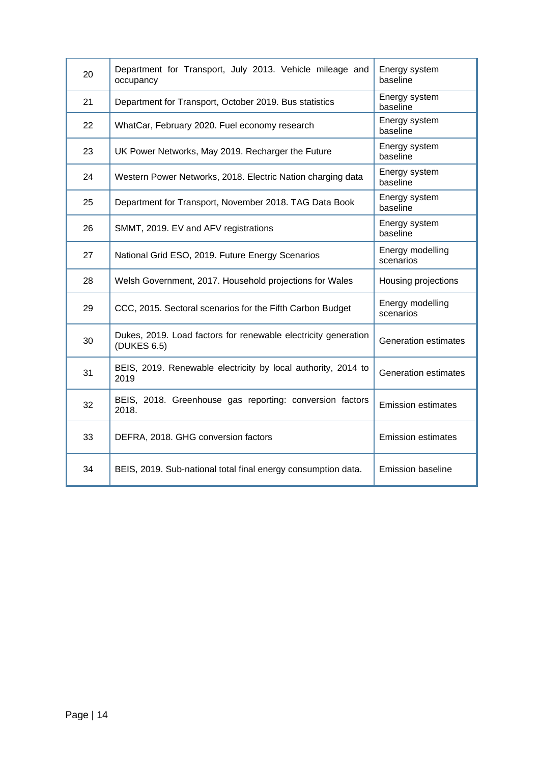| | | |
|---|---|---|
| 20 | Department for Transport, July 2013. Vehicle mileage and occupancy | Energy system baseline |
| 21 | Department for Transport, October 2019. Bus statistics | Energy system baseline |
| 22 | WhatCar, February 2020. Fuel economy research | Energy system baseline |
| 23 | UK Power Networks, May 2019. Recharger the Future | Energy system baseline |
| 24 | Western Power Networks, 2018. Electric Nation charging data | Energy system baseline |
| 25 | Department for Transport, November 2018. TAG Data Book | Energy system baseline |
| 26 | SMMT, 2019. EV and AFV registrations | Energy system baseline |
| 27 | National Grid ESO, 2019. Future Energy Scenarios | Energy modelling scenarios |
| 28 | Welsh Government, 2017. Household projections for Wales | Housing projections |
| 29 | CCC, 2015. Sectoral scenarios for the Fifth Carbon Budget | Energy modelling scenarios |
| 30 | Dukes, 2019. Load factors for renewable electricity generation (DUKES 6.5) | Generation estimates |
| 31 | BEIS, 2019. Renewable electricity by local authority, 2014 to 2019 | Generation estimates |
| 32 | BEIS, 2018. Greenhouse gas reporting: conversion factors 2018. | Emission estimates |
| 33 | DEFRA, 2018. GHG conversion factors | Emission estimates |
| 34 | BEIS, 2019. Sub-national total final energy consumption data. | Emission baseline |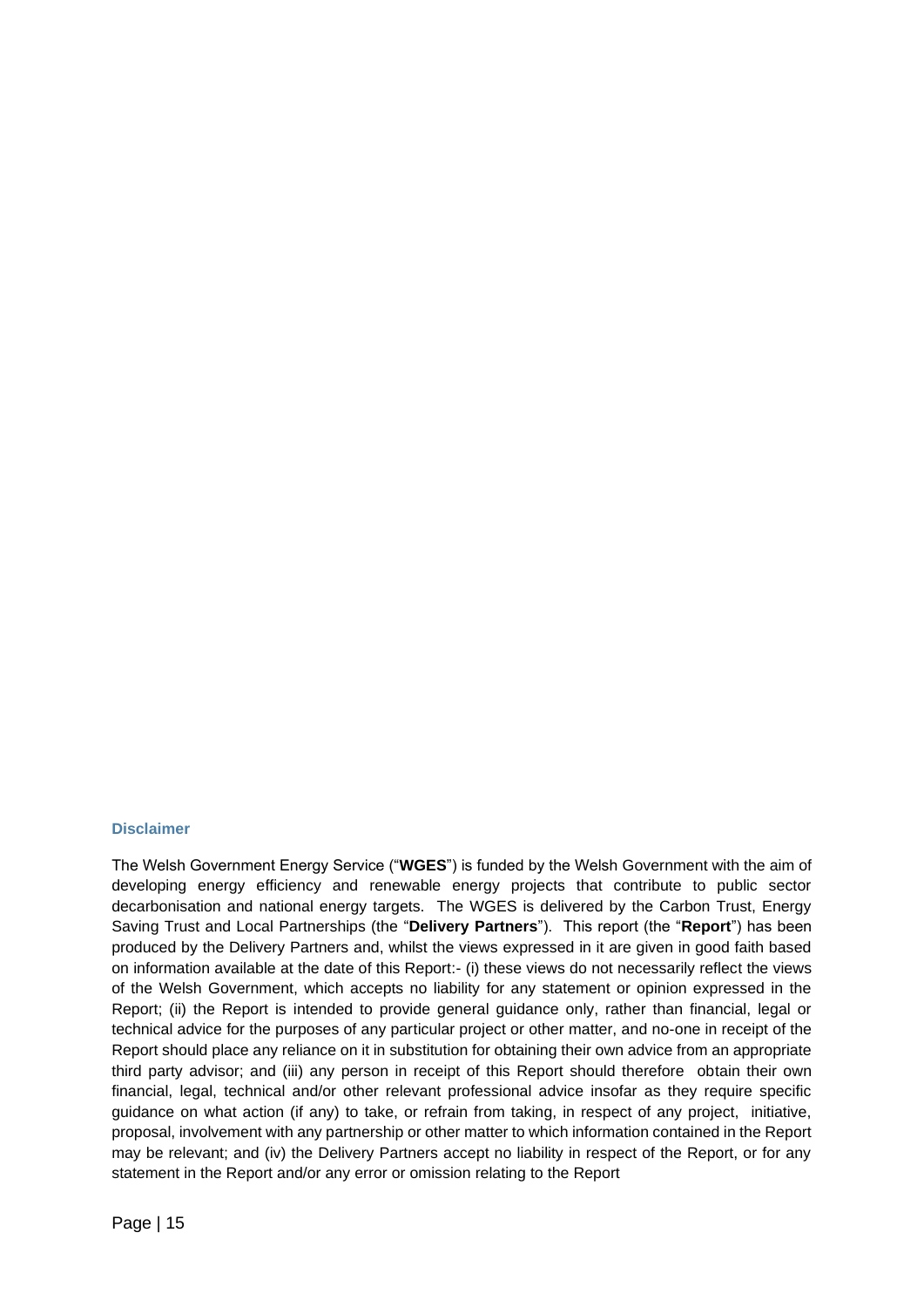### Disclaimer

The Welsh Government Energy Service ("**WGES**") is funded by the Welsh Government with the aim of developing energy efficiency and renewable energy projects that contribute to public sector decarbonisation and national energy targets. The WGES is delivered by the Carbon Trust, Energy Saving Trust and Local Partnerships (the "**Delivery Partners**"). This report (the "**Report**") has been produced by the Delivery Partners and, whilst the views expressed in it are given in good faith based on information available at the date of this Report:- (i) these views do not necessarily reflect the views of the Welsh Government, which accepts no liability for any statement or opinion expressed in the Report; (ii) the Report is intended to provide general guidance only, rather than financial, legal or technical advice for the purposes of any particular project or other matter, and no-one in receipt of the Report should place any reliance on it in substitution for obtaining their own advice from an appropriate third party advisor; and (iii) any person in receipt of this Report should therefore obtain their own financial, legal, technical and/or other relevant professional advice insofar as they require specific guidance on what action (if any) to take, or refrain from taking, in respect of any project, initiative, proposal, involvement with any partnership or other matter to which information contained in the Report may be relevant; and (iv) the Delivery Partners accept no liability in respect of the Report, or for any statement in the Report and/or any error or omission relating to the Report